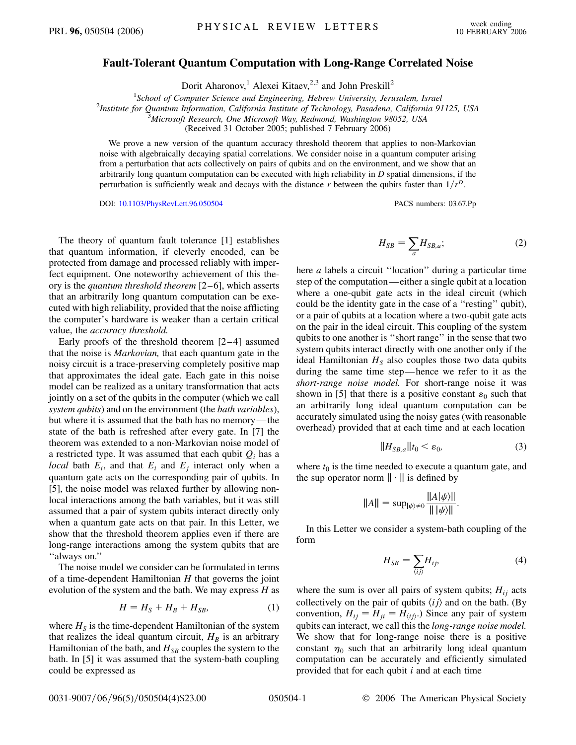# Fault-Tolerant Quantum Computation with Long-Range Correlated Noise

Dorit Aharonov,[1] Alexei Kitaev,[2,3] and John Preskill[2]

[1]*School of Computer Science and Engineering, Hebrew University, Jerusalem, Israel*
[2]*Institute for Quantum Information, California Institute of Technology, Pasadena, California 91125, USA*
[3]*Microsoft Research, One Microsoft Way, Redmond, Washington 98052, USA*
(Received 31 October 2005; published 7 February 2006)

We prove a new version of the quantum accuracy threshold theorem that applies to non-Markovian noise with algebraically decaying spatial correlations. We consider noise in a quantum computer arising from a perturbation that acts collectively on pairs of qubits and on the environment, and we show that an arbitrarily long quantum computation can be executed with high reliability in $D$ spatial dimensions, if the perturbation is sufficiently weak and decays with the distance $r$ between the qubits faster than $1/r^D$.

DOI: 10.1103/PhysRevLett.96.050504 PACS numbers: 03.67.Pp

The theory of quantum fault tolerance [1] establishes that quantum information, if cleverly encoded, can be protected from damage and processed reliably with imperfect equipment. One noteworthy achievement of this theory is the *quantum threshold theorem* [2–6], which asserts that an arbitrarily long quantum computation can be executed with high reliability, provided that the noise afflicting the computer's hardware is weaker than a certain critical value, the *accuracy threshold.*

Early proofs of the threshold theorem [2–4] assumed that the noise is *Markovian,* that each quantum gate in the noisy circuit is a trace-preserving completely positive map that approximates the ideal gate. Each gate in this noise model can be realized as a unitary transformation that acts jointly on a set of the qubits in the computer (which we call *system qubits*) and on the environment (the *bath variables*), but where it is assumed that the bath has no memory—the state of the bath is refreshed after every gate. In [7] the theorem was extended to a non-Markovian noise model of a restricted type. It was assumed that each qubit $Q_i$ has a *local* bath $E_i$, and that $E_i$ and $E_j$ interact only when a quantum gate acts on the corresponding pair of qubits. In [5], the noise model was relaxed further by allowing nonlocal interactions among the bath variables, but it was still assumed that a pair of system qubits interact directly only when a quantum gate acts on that pair. In this Letter, we show that the threshold theorem applies even if there are long-range interactions among the system qubits that are "always on."

The noise model we consider can be formulated in terms of a time-dependent Hamiltonian $H$ that governs the joint evolution of the system and the bath. We may express $H$ as

$$H = H_S + H_B + H_{SB}, \tag{1}$$

where $H_S$ is the time-dependent Hamiltonian of the system that realizes the ideal quantum circuit, $H_B$ is an arbitrary Hamiltonian of the bath, and $H_{SB}$ couples the system to the bath. In [5] it was assumed that the system-bath coupling could be expressed as

$$H_{SB} = \sum_a H_{SB,a}; \tag{2}$$

here $a$ labels a circuit "location" during a particular time step of the computation—either a single qubit at a location where a one-qubit gate acts in the ideal circuit (which could be the identity gate in the case of a "resting" qubit), or a pair of qubits at a location where a two-qubit gate acts on the pair in the ideal circuit. This coupling of the system qubits to one another is "short range" in the sense that two system qubits interact directly with one another only if the ideal Hamiltonian $H_S$ also couples those two data qubits during the same time step—hence we refer to it as the *short-range noise model.* For short-range noise it was shown in [5] that there is a positive constant $\varepsilon_0$ such that an arbitrarily long ideal quantum computation can be accurately simulated using the noisy gates (with reasonable overhead) provided that at each time and at each location

$$\|H_{SB,a}\| t_0 < \varepsilon_0, \tag{3}$$

where $t_0$ is the time needed to execute a quantum gate, and the sup operator norm $\|\cdot\|$ is defined by

$$\|A\| = \sup_{|\psi\rangle \neq 0} \frac{\|A|\psi\rangle\|}{\||\psi\rangle\|}.$$

In this Letter we consider a system-bath coupling of the form

$$H_{SB} = \sum_{\langle ij \rangle} H_{ij}, \tag{4}$$

where the sum is over all pairs of system qubits; $H_{ij}$ acts collectively on the pair of qubits $\langle ij \rangle$ and on the bath. (By convention, $H_{ij} = H_{ji} = H_{\langle ij \rangle}$.) Since any pair of system qubits can interact, we call this the *long-range noise model.* We show that for long-range noise there is a positive constant $\eta_0$ such that an arbitrarily long ideal quantum computation can be accurately and efficiently simulated provided that for each qubit $i$ and at each time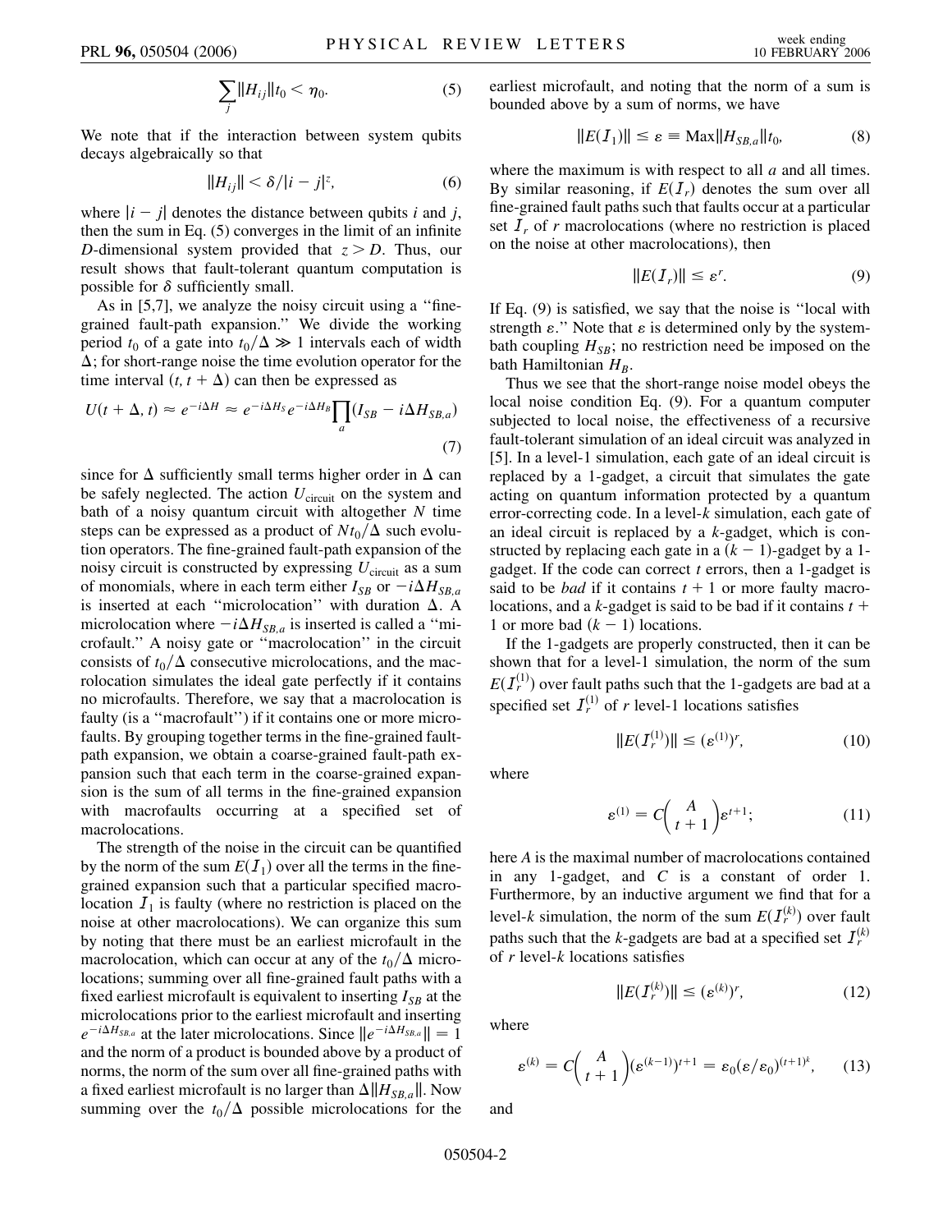$$\sum_j \|H_{ij}\| t_0 < \eta_0. \tag{5}$$

We note that if the interaction between system qubits decays algebraically so that

$$\|H_{ij}\| < \delta/|i-j|^z, \tag{6}$$

where $|i-j|$ denotes the distance between qubits $i$ and $j$, then the sum in Eq. (5) converges in the limit of an infinite $D$-dimensional system provided that $z > D$. Thus, our result shows that fault-tolerant quantum computation is possible for $\delta$ sufficiently small.

As in [5,7], we analyze the noisy circuit using a "fine-grained fault-path expansion." We divide the working period $t_0$ of a gate into $t_0/\Delta \gg 1$ intervals each of width $\Delta$; for short-range noise the time evolution operator for the time interval $(t, t+\Delta)$ can then be expressed as

$$U(t+\Delta, t) \approx e^{-i\Delta H} \approx e^{-i\Delta H_S} e^{-i\Delta H_B} \prod_a (I_{SB} - i\Delta H_{SB,a}) \tag{7}$$

since for $\Delta$ sufficiently small terms higher order in $\Delta$ can be safely neglected. The action $U_{\text{circuit}}$ on the system and bath of a noisy quantum circuit with altogether $N$ time steps can be expressed as a product of $Nt_0/\Delta$ such evolution operators. The fine-grained fault-path expansion of the noisy circuit is constructed by expressing $U_{\text{circuit}}$ as a sum of monomials, where in each term either $I_{SB}$ or $-i\Delta H_{SB,a}$ is inserted at each "microlocation" with duration $\Delta$. A microlocation where $-i\Delta H_{SB,a}$ is inserted is called a "microfault." A noisy gate or "macrolocation" in the circuit consists of $t_0/\Delta$ consecutive microlocations, and the macrolocation simulates the ideal gate perfectly if it contains no microfaults. Therefore, we say that a macrolocation is faulty (is a "macrofault") if it contains one or more microfaults. By grouping together terms in the fine-grained fault-path expansion, we obtain a coarse-grained fault-path expansion such that each term in the coarse-grained expansion is the sum of all terms in the fine-grained expansion with macrofaults occurring at a specified set of macrolocations.

The strength of the noise in the circuit can be quantified by the norm of the sum $E(\mathcal{I}_1)$ over all the terms in the fine-grained expansion such that a particular specified macrolocation $\mathcal{I}_1$ is faulty (where no restriction is placed on the noise at other macrolocations). We can organize this sum by noting that there must be an earliest microfault in the macrolocation, which can occur at any of the $t_0/\Delta$ microlocations; summing over all fine-grained fault paths with a fixed earliest microfault is equivalent to inserting $I_{SB}$ at the microlocations prior to the earliest microfault and inserting $e^{-i\Delta H_{SB,a}}$ at the later microlocations. Since $\|e^{-i\Delta H_{SB,a}}\| = 1$ and the norm of a product is bounded above by a product of norms, the norm of the sum over all fine-grained paths with a fixed earliest microfault is no larger than $\Delta \|H_{SB,a}\|$. Now summing over the $t_0/\Delta$ possible microlocations for the earliest microfault, and noting that the norm of a sum is bounded above by a sum of norms, we have

$$\|E(\mathcal{I}_1)\| \leq \varepsilon \equiv \text{Max}\|H_{SB,a}\| t_0, \tag{8}$$

where the maximum is with respect to all $a$ and all times. By similar reasoning, if $E(\mathcal{I}_r)$ denotes the sum over all fine-grained fault paths such that faults occur at a particular set $\mathcal{I}_r$ of $r$ macrolocations (where no restriction is placed on the noise at other macrolocations), then

$$\|E(\mathcal{I}_r)\| \leq \varepsilon^r. \tag{9}$$

If Eq. (9) is satisfied, we say that the noise is "local with strength $\varepsilon$." Note that $\varepsilon$ is determined only by the system-bath coupling $H_{SB}$; no restriction need be imposed on the bath Hamiltonian $H_B$.

Thus we see that the short-range noise model obeys the local noise condition Eq. (9). For a quantum computer subjected to local noise, the effectiveness of a recursive fault-tolerant simulation of an ideal circuit was analyzed in [5]. In a level-1 simulation, each gate of an ideal circuit is replaced by a 1-gadget, a circuit that simulates the gate acting on quantum information protected by a quantum error-correcting code. In a level-$k$ simulation, each gate of an ideal circuit is replaced by a $k$-gadget, which is constructed by replacing each gate in a $(k-1)$-gadget by a 1-gadget. If the code can correct $t$ errors, then a 1-gadget is said to be *bad* if it contains $t+1$ or more faulty macrolocations, and a $k$-gadget is said to be bad if it contains $t+1$ or more bad $(k-1)$ locations.

If the 1-gadgets are properly constructed, then it can be shown that for a level-1 simulation, the norm of the sum $E(\mathcal{I}_r^{(1)})$ over fault paths such that the 1-gadgets are bad at a specified set $\mathcal{I}_r^{(1)}$ of $r$ level-1 locations satisfies

$$\|E(\mathcal{I}_r^{(1)})\| \leq (\varepsilon^{(1)})^r, \tag{10}$$

where

$$\varepsilon^{(1)} = C\binom{A}{t+1}\varepsilon^{t+1}; \tag{11}$$

here $A$ is the maximal number of macrolocations contained in any 1-gadget, and $C$ is a constant of order 1. Furthermore, by an inductive argument we find that for a level-$k$ simulation, the norm of the sum $E(\mathcal{I}_r^{(k)})$ over fault paths such that the $k$-gadgets are bad at a specified set $\mathcal{I}_r^{(k)}$ of $r$ level-$k$ locations satisfies

$$\|E(\mathcal{I}_r^{(k)})\| \leq (\varepsilon^{(k)})^r, \tag{12}$$

where

$$\varepsilon^{(k)} = C\binom{A}{t+1}(\varepsilon^{(k-1)})^{t+1} = \varepsilon_0(\varepsilon/\varepsilon_0)^{(t+1)^k}, \tag{13}$$

and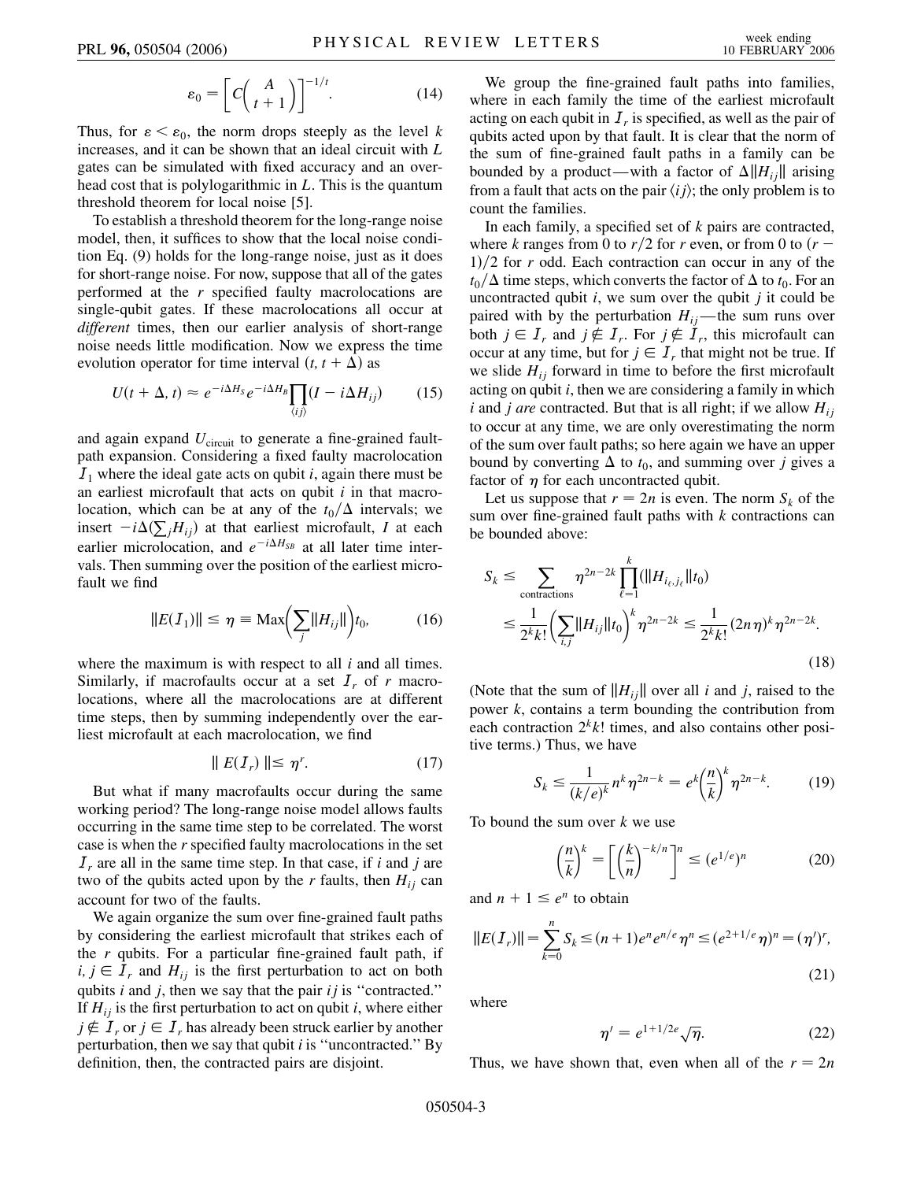$$\varepsilon_0 = \left[ C \binom{A}{t+1} \right]^{-1/t}. \tag{14}$$

Thus, for $\varepsilon < \varepsilon_0$, the norm drops steeply as the level $k$ increases, and it can be shown that an ideal circuit with $L$ gates can be simulated with fixed accuracy and an overhead cost that is polylogarithmic in $L$. This is the quantum threshold theorem for local noise [5].

To establish a threshold theorem for the long-range noise model, then, it suffices to show that the local noise condition Eq. (9) holds for the long-range noise, just as it does for short-range noise. For now, suppose that all of the gates performed at the $r$ specified faulty macrolocations are single-qubit gates. If these macrolocations all occur at *different* times, then our earlier analysis of short-range noise needs little modification. Now we express the time evolution operator for time interval $(t, t + \Delta)$ as

$$U(t + \Delta, t) \approx e^{-i\Delta H_S} e^{-i\Delta H_B} \prod_{\langle ij \rangle} (I - i\Delta H_{ij}) \tag{15}$$

and again expand $U_{\text{circuit}}$ to generate a fine-grained fault-path expansion. Considering a fixed faulty macrolocation $\mathcal{I}_1$ where the ideal gate acts on qubit $i$, again there must be an earliest microfault that acts on qubit $i$ in that macrolocation, which can be at any of the $t_0/\Delta$ intervals; we insert $-i\Delta(\sum_j H_{ij})$ at that earliest microfault, $I$ at each earlier microlocation, and $e^{-i\Delta H_{SB}}$ at all later time intervals. Then summing over the position of the earliest microfault we find

$$\|E(\mathcal{I}_1)\| \leq \eta \equiv \text{Max}\left(\sum_j \|H_{ij}\|\right) t_0, \tag{16}$$

where the maximum is with respect to all $i$ and all times. Similarly, if macrofaults occur at a set $\mathcal{I}_r$ of $r$ macrolocations, where all the macrolocations are at different time steps, then by summing independently over the earliest microfault at each macrolocation, we find

$$\| E(\mathcal{I}_r) \| \leq \eta^r. \tag{17}$$

But what if many macrofaults occur during the same working period? The long-range noise model allows faults occurring in the same time step to be correlated. The worst case is when the $r$ specified faulty macrolocations in the set $\mathcal{I}_r$ are all in the same time step. In that case, if $i$ and $j$ are two of the qubits acted upon by the $r$ faults, then $H_{ij}$ can account for two of the faults.

We again organize the sum over fine-grained fault paths by considering the earliest microfault that strikes each of the $r$ qubits. For a particular fine-grained fault path, if $i, j \in \mathcal{I}_r$ and $H_{ij}$ is the first perturbation to act on both qubits $i$ and $j$, then we say that the pair $ij$ is "contracted." If $H_{ij}$ is the first perturbation to act on qubit $i$, where either $j \notin \mathcal{I}_r$ or $j \in \mathcal{I}_r$ has already been struck earlier by another perturbation, then we say that qubit $i$ is "uncontracted." By definition, then, the contracted pairs are disjoint.

We group the fine-grained fault paths into families, where in each family the time of the earliest microfault acting on each qubit in $\mathcal{I}_r$ is specified, as well as the pair of qubits acted upon by that fault. It is clear that the norm of the sum of fine-grained fault paths in a family can be bounded by a product—with a factor of $\Delta\|H_{ij}\|$ arising from a fault that acts on the pair $\langle ij \rangle$; the only problem is to count the families.

In each family, a specified set of $k$ pairs are contracted, where $k$ ranges from 0 to $r/2$ for $r$ even, or from 0 to $(r-1)/2$ for $r$ odd. Each contraction can occur in any of the $t_0/\Delta$ time steps, which converts the factor of $\Delta$ to $t_0$. For an uncontracted qubit $i$, we sum over the qubit $j$ it could be paired with by the perturbation $H_{ij}$—the sum runs over both $j \in \mathcal{I}_r$ and $j \notin \mathcal{I}_r$. For $j \notin \mathcal{I}_r$, this microfault can occur at any time, but for $j \in \mathcal{I}_r$ that might not be true. If we slide $H_{ij}$ forward in time to before the first microfault acting on qubit $i$, then we are considering a family in which $i$ and $j$ *are* contracted. But that is all right; if we allow $H_{ij}$ to occur at any time, we are only overestimating the norm of the sum over fault paths; so here again we have an upper bound by converting $\Delta$ to $t_0$, and summing over $j$ gives a factor of $\eta$ for each uncontracted qubit.

Let us suppose that $r = 2n$ is even. The norm $S_k$ of the sum over fine-grained fault paths with $k$ contractions can be bounded above:

$$\begin{aligned} S_k &\leq \sum_{\text{contractions}} \eta^{2n-2k} \prod_{\ell=1}^{k} (\|H_{i_\ell, j_\ell}\| t_0) \\ &\leq \frac{1}{2^k k!} \left( \sum_{i,j} \|H_{ij}\| t_0 \right)^k \eta^{2n-2k} \leq \frac{1}{2^k k!} (2n\eta)^k \eta^{2n-2k}. \end{aligned} \tag{18}$$

(Note that the sum of $\|H_{ij}\|$ over all $i$ and $j$, raised to the power $k$, contains a term bounding the contribution from each contraction $2^k k!$ times, and also contains other positive terms.) Thus, we have

$$S_k \leq \frac{1}{(k/e)^k} n^k \eta^{2n-k} = e^k \left(\frac{n}{k}\right)^k \eta^{2n-k}. \tag{19}$$

To bound the sum over $k$ we use

$$\left(\frac{n}{k}\right)^k = \left[\left(\frac{k}{n}\right)^{-k/n}\right]^n \leq (e^{1/e})^n \tag{20}$$

and $n + 1 \leq e^n$ to obtain

$$\|E(\mathcal{I}_r)\| = \sum_{k=0}^{n} S_k \leq (n+1) e^n e^{n/e} \eta^n \leq (e^{2+1/e}\eta)^n = (\eta')^r, \tag{21}$$

where

$$\eta' = e^{1+1/2e}\sqrt{\eta}. \tag{22}$$

Thus, we have shown that, even when all of the $r = 2n$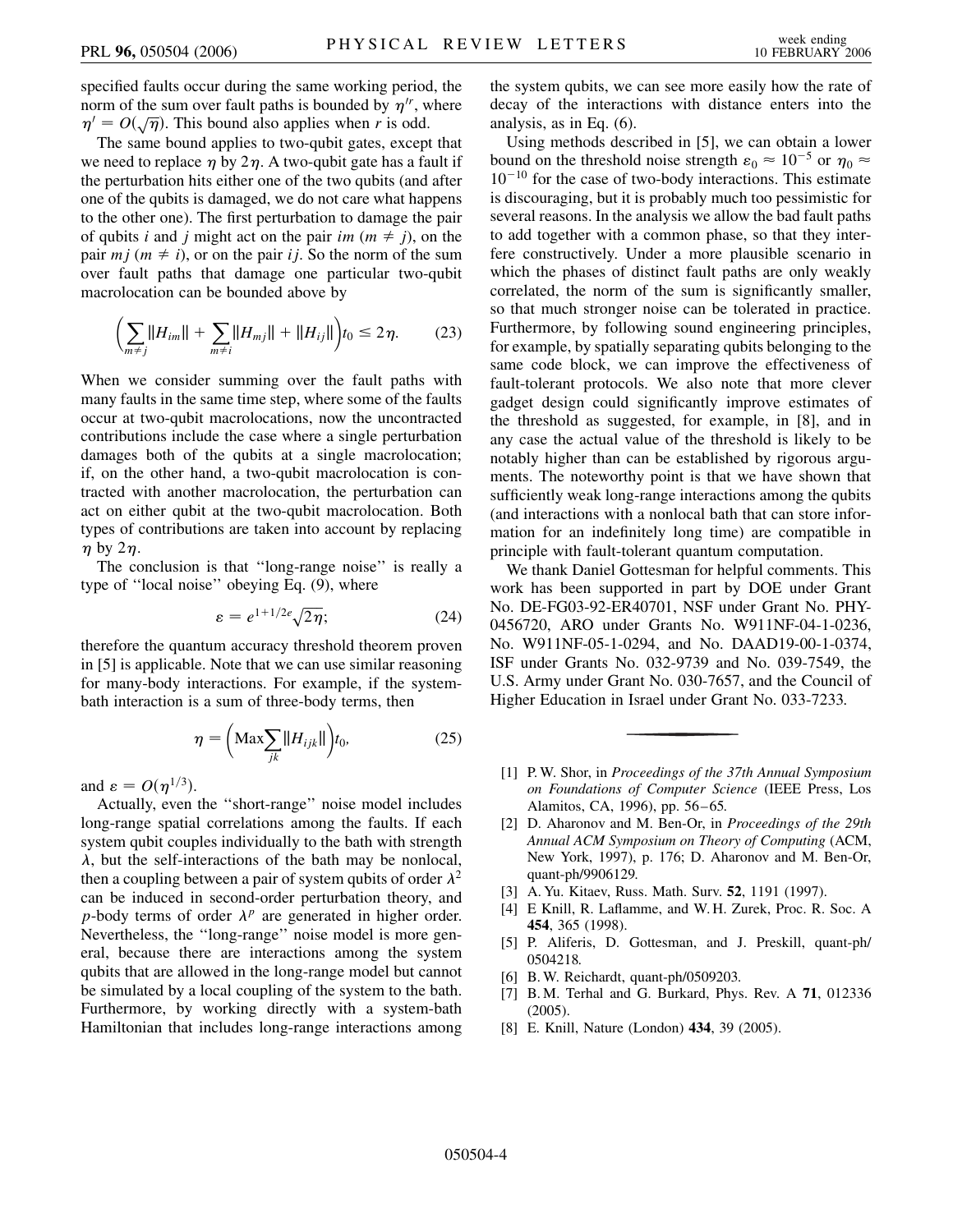specified faults occur during the same working period, the norm of the sum over fault paths is bounded by $\eta'^r$, where $\eta' = O(\sqrt{\eta})$. This bound also applies when $r$ is odd.

The same bound applies to two-qubit gates, except that we need to replace $\eta$ by $2\eta$. A two-qubit gate has a fault if the perturbation hits either one of the two qubits (and after one of the qubits is damaged, we do not care what happens to the other one). The first perturbation to damage the pair of qubits $i$ and $j$ might act on the pair $im$ ($m \neq j$), on the pair $mj$ ($m \neq i$), or on the pair $ij$. So the norm of the sum over fault paths that damage one particular two-qubit macrolocation can be bounded above by

$$\left(\sum_{m\neq j} \|H_{im}\| + \sum_{m\neq i} \|H_{mj}\| + \|H_{ij}\|\right) t_0 \leq 2\eta. \tag{23}$$

When we consider summing over the fault paths with many faults in the same time step, where some of the faults occur at two-qubit macrolocations, now the uncontracted contributions include the case where a single perturbation damages both of the qubits at a single macrolocation; if, on the other hand, a two-qubit macrolocation is contracted with another macrolocation, the perturbation can act on either qubit at the two-qubit macrolocation. Both types of contributions are taken into account by replacing $\eta$ by $2\eta$.

The conclusion is that "long-range noise" is really a type of "local noise" obeying Eq. (9), where

$$\varepsilon = e^{1+1/2e}\sqrt{2\eta}; \tag{24}$$

therefore the quantum accuracy threshold theorem proven in [5] is applicable. Note that we can use similar reasoning for many-body interactions. For example, if the system-bath interaction is a sum of three-body terms, then

$$\eta = \left(\mathrm{Max} \sum_{jk} \|H_{ijk}\|\right) t_0, \tag{25}$$

and $\varepsilon = O(\eta^{1/3})$.

Actually, even the "short-range" noise model includes long-range spatial correlations among the faults. If each system qubit couples individually to the bath with strength $\lambda$, but the self-interactions of the bath may be nonlocal, then a coupling between a pair of system qubits of order $\lambda^2$ can be induced in second-order perturbation theory, and $p$-body terms of order $\lambda^p$ are generated in higher order. Nevertheless, the "long-range" noise model is more general, because there are interactions among the system qubits that are allowed in the long-range model but cannot be simulated by a local coupling of the system to the bath. Furthermore, by working directly with a system-bath Hamiltonian that includes long-range interactions among the system qubits, we can see more easily how the rate of decay of the interactions with distance enters into the analysis, as in Eq. (6).

Using methods described in [5], we can obtain a lower bound on the threshold noise strength $\varepsilon_0 \approx 10^{-5}$ or $\eta_0 \approx 10^{-10}$ for the case of two-body interactions. This estimate is discouraging, but it is probably much too pessimistic for several reasons. In the analysis we allow the bad fault paths to add together with a common phase, so that they interfere constructively. Under a more plausible scenario in which the phases of distinct fault paths are only weakly correlated, the norm of the sum is significantly smaller, so that much stronger noise can be tolerated in practice. Furthermore, by following sound engineering principles, for example, by spatially separating qubits belonging to the same code block, we can improve the effectiveness of fault-tolerant protocols. We also note that more clever gadget design could significantly improve estimates of the threshold as suggested, for example, in [8], and in any case the actual value of the threshold is likely to be notably higher than can be established by rigorous arguments. The noteworthy point is that we have shown that sufficiently weak long-range interactions among the qubits (and interactions with a nonlocal bath that can store information for an indefinitely long time) are compatible in principle with fault-tolerant quantum computation.

We thank Daniel Gottesman for helpful comments. This work has been supported in part by DOE under Grant No. DE-FG03-92-ER40701, NSF under Grant No. PHY-0456720, ARO under Grants No. W911NF-04-1-0236, No. W911NF-05-1-0294, and No. DAAD19-00-1-0374, ISF under Grants No. 032-9739 and No. 039-7549, the U.S. Army under Grant No. 030-7657, and the Council of Higher Education in Israel under Grant No. 033-7233.

---

[1] P. W. Shor, in *Proceedings of the 37th Annual Symposium on Foundations of Computer Science* (IEEE Press, Los Alamitos, CA, 1996), pp. 56–65.

[2] D. Aharonov and M. Ben-Or, in *Proceedings of the 29th Annual ACM Symposium on Theory of Computing* (ACM, New York, 1997), p. 176; D. Aharonov and M. Ben-Or, quant-ph/9906129.

[3] A. Yu. Kitaev, Russ. Math. Surv. **52**, 1191 (1997).

[4] E Knill, R. Laflamme, and W. H. Zurek, Proc. R. Soc. A **454**, 365 (1998).

[5] P. Aliferis, D. Gottesman, and J. Preskill, quant-ph/0504218.

[6] B. W. Reichardt, quant-ph/0509203.

[7] B. M. Terhal and G. Burkard, Phys. Rev. A **71**, 012336 (2005).

[8] E. Knill, Nature (London) **434**, 39 (2005).